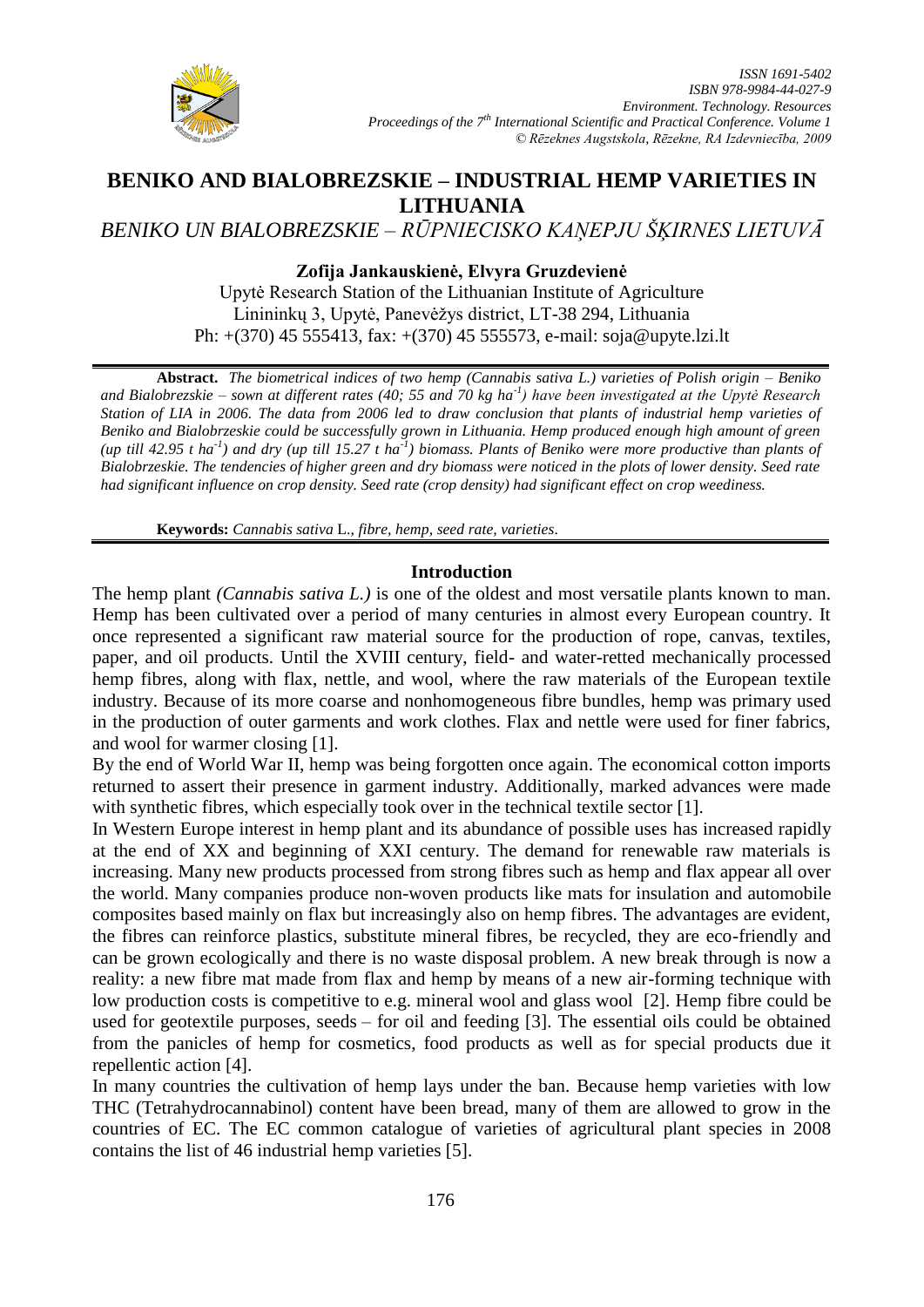# BENIKO AND BIALOBREZSKIE – INDUSTRIAL HEMP VARIETIES IN LITHUANIA

*BENIKO UN BIALOBREZSKIE – RŪPNIECISKO KAŅEPJU ŠĶIRNES LIETUVĀ*

**Zofija Jankauskienė, Elvyra Gruzdevienė**

Upytė Research Station of the Lithuanian Institute of Agriculture
Linininkų 3, Upytė, Panevėžys district, LT-38 294, Lithuania
Ph: +(370) 45 555413, fax: +(370) 45 555573, e-mail: soja@upyte.lzi.lt

**Abstract.** *The biometrical indices of two hemp (Cannabis sativa L.) varieties of Polish origin – Beniko and Bialobrezskie – sown at different rates (40; 55 and 70 kg ha$^{-1}$) have been investigated at the Upytė Research Station of LIA in 2006. The data from 2006 led to draw conclusion that plants of industrial hemp varieties of Beniko and Bialobrzeskie could be successfully grown in Lithuania. Hemp produced enough high amount of green (up till 42.95 t ha$^{-1}$) and dry (up till 15.27 t ha$^{-1}$) biomass. Plants of Beniko were more productive than plants of Bialobrzeskie. The tendencies of higher green and dry biomass were noticed in the plots of lower density. Seed rate had significant influence on crop density. Seed rate (crop density) had significant effect on crop weediness.*

**Keywords:** *Cannabis sativa* L., *fibre, hemp, seed rate, varieties*.

## Introduction

The hemp plant *(Cannabis sativa L.)* is one of the oldest and most versatile plants known to man. Hemp has been cultivated over a period of many centuries in almost every European country. It once represented a significant raw material source for the production of rope, canvas, textiles, paper, and oil products. Until the XVIII century, field- and water-retted mechanically processed hemp fibres, along with flax, nettle, and wool, where the raw materials of the European textile industry. Because of its more coarse and nonhomogeneous fibre bundles, hemp was primary used in the production of outer garments and work clothes. Flax and nettle were used for finer fabrics, and wool for warmer closing [1].

By the end of World War II, hemp was being forgotten once again. The economical cotton imports returned to assert their presence in garment industry. Additionally, marked advances were made with synthetic fibres, which especially took over in the technical textile sector [1].

In Western Europe interest in hemp plant and its abundance of possible uses has increased rapidly at the end of XX and beginning of XXI century. The demand for renewable raw materials is increasing. Many new products processed from strong fibres such as hemp and flax appear all over the world. Many companies produce non-woven products like mats for insulation and automobile composites based mainly on flax but increasingly also on hemp fibres. The advantages are evident, the fibres can reinforce plastics, substitute mineral fibres, be recycled, they are eco-friendly and can be grown ecologically and there is no waste disposal problem. A new break through is now a reality: a new fibre mat made from flax and hemp by means of a new air-forming technique with low production costs is competitive to e.g. mineral wool and glass wool [2]. Hemp fibre could be used for geotextile purposes, seeds – for oil and feeding [3]. The essential oils could be obtained from the panicles of hemp for cosmetics, food products as well as for special products due it repellentic action [4].

In many countries the cultivation of hemp lays under the ban. Because hemp varieties with low THC (Tetrahydrocannabinol) content have been bread, many of them are allowed to grow in the countries of EC. The EC common catalogue of varieties of agricultural plant species in 2008 contains the list of 46 industrial hemp varieties [5].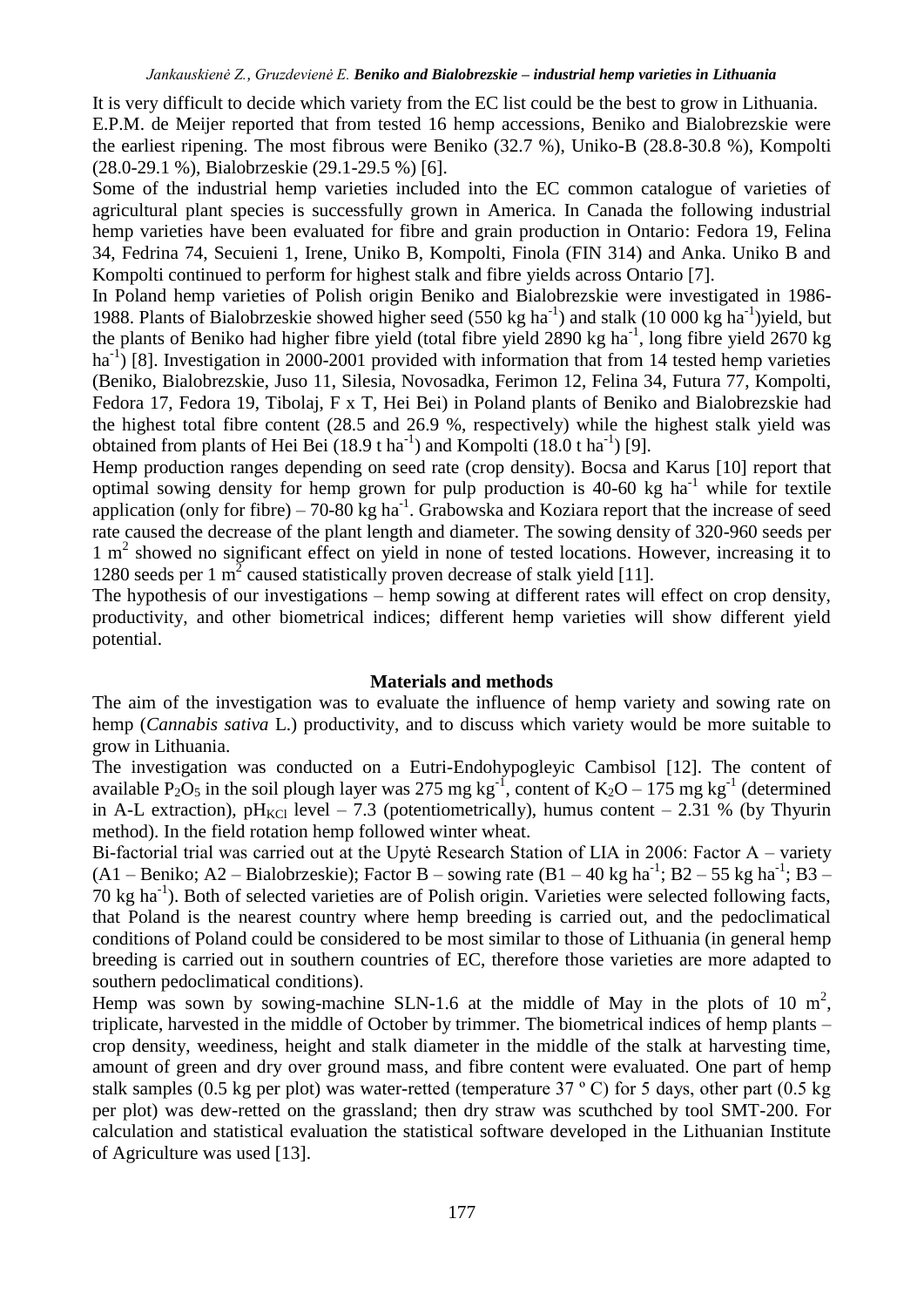It is very difficult to decide which variety from the EC list could be the best to grow in Lithuania. E.P.M. de Meijer reported that from tested 16 hemp accessions, Beniko and Bialobrezskie were the earliest ripening. The most fibrous were Beniko (32.7 %), Uniko-B (28.8-30.8 %), Kompolti (28.0-29.1 %), Bialobrzeskie (29.1-29.5 %) [6].

Some of the industrial hemp varieties included into the EC common catalogue of varieties of agricultural plant species is successfully grown in America. In Canada the following industrial hemp varieties have been evaluated for fibre and grain production in Ontario: Fedora 19, Felina 34, Fedrina 74, Secuieni 1, Irene, Uniko B, Kompolti, Finola (FIN 314) and Anka. Uniko B and Kompolti continued to perform for highest stalk and fibre yields across Ontario [7].

In Poland hemp varieties of Polish origin Beniko and Bialobrezskie were investigated in 1986-1988. Plants of Bialobrzeskie showed higher seed (550 kg $ha^{-1}$) and stalk (10 000 kg $ha^{-1}$)yield, but the plants of Beniko had higher fibre yield (total fibre yield 2890 kg $ha^{-1}$, long fibre yield 2670 kg $ha^{-1}$) [8]. Investigation in 2000-2001 provided with information that from 14 tested hemp varieties (Beniko, Bialobrezskie, Juso 11, Silesia, Novosadka, Ferimon 12, Felina 34, Futura 77, Kompolti, Fedora 17, Fedora 19, Tibolaj, F x T, Hei Bei) in Poland plants of Beniko and Bialobrezskie had the highest total fibre content (28.5 and 26.9 %, respectively) while the highest stalk yield was obtained from plants of Hei Bei (18.9 t $ha^{-1}$) and Kompolti (18.0 t $ha^{-1}$) [9].

Hemp production ranges depending on seed rate (crop density). Bocsa and Karus [10] report that optimal sowing density for hemp grown for pulp production is 40-60 kg $ha^{-1}$ while for textile application (only for fibre) – 70-80 kg $ha^{-1}$. Grabowska and Koziara report that the increase of seed rate caused the decrease of the plant length and diameter. The sowing density of 320-960 seeds per 1 $m^2$ showed no significant effect on yield in none of tested locations. However, increasing it to 1280 seeds per 1 $m^2$ caused statistically proven decrease of stalk yield [11].

The hypothesis of our investigations – hemp sowing at different rates will effect on crop density, productivity, and other biometrical indices; different hemp varieties will show different yield potential.

## Materials and methods

The aim of the investigation was to evaluate the influence of hemp variety and sowing rate on hemp (*Cannabis sativa* L.) productivity, and to discuss which variety would be more suitable to grow in Lithuania.

The investigation was conducted on a Eutri-Endohypogleyic Cambisol [12]. The content of available $P_2O_5$ in the soil plough layer was 275 mg $kg^{-1}$, content of $K_2O$ – 175 mg $kg^{-1}$ (determined in A-L extraction), $pH_{KCl}$ level – 7.3 (potentiometrically), humus content – 2.31 % (by Thyurin method). In the field rotation hemp followed winter wheat.

Bi-factorial trial was carried out at the Upytė Research Station of LIA in 2006: Factor A – variety (A1 – Beniko; A2 – Bialobrzeskie); Factor B – sowing rate (B1 – 40 kg $ha^{-1}$; B2 – 55 kg $ha^{-1}$; B3 – 70 kg $ha^{-1}$). Both of selected varieties are of Polish origin. Varieties were selected following facts, that Poland is the nearest country where hemp breeding is carried out, and the pedoclimatical conditions of Poland could be considered to be most similar to those of Lithuania (in general hemp breeding is carried out in southern countries of EC, therefore those varieties are more adapted to southern pedoclimatical conditions).

Hemp was sown by sowing-machine SLN-1.6 at the middle of May in the plots of 10 $m^2$, triplicate, harvested in the middle of October by trimmer. The biometrical indices of hemp plants – crop density, weediness, height and stalk diameter in the middle of the stalk at harvesting time, amount of green and dry over ground mass, and fibre content were evaluated. One part of hemp stalk samples (0.5 kg per plot) was water-retted (temperature 37 º C) for 5 days, other part (0.5 kg per plot) was dew-retted on the grassland; then dry straw was scuthched by tool SMT-200. For calculation and statistical evaluation the statistical software developed in the Lithuanian Institute of Agriculture was used [13].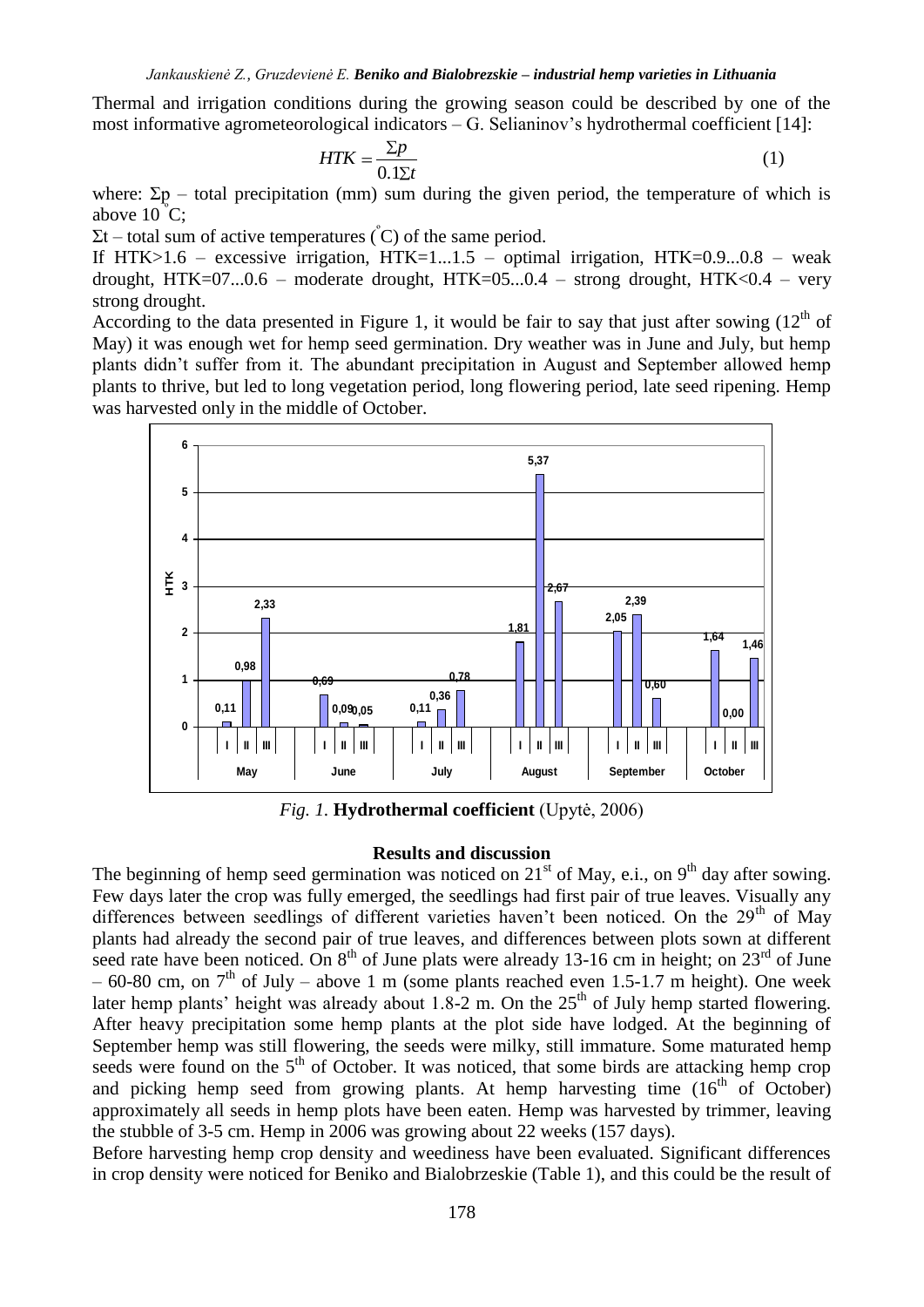Thermal and irrigation conditions during the growing season could be described by one of the most informative agrometeorological indicators – G. Selianinov's hydrothermal coefficient [14]:

$$HTK = \frac{\Sigma p}{0.1\Sigma t} \quad (1)$$

where: $\Sigma p$ – total precipitation (mm) sum during the given period, the temperature of which is above 10 °C;

$\Sigma t$ – total sum of active temperatures (°C) of the same period.

If HTK>1.6 – excessive irrigation, HTK=1...1.5 – optimal irrigation, HTK=0.9...0.8 – weak drought, HTK=07...0.6 – moderate drought, HTK=05...0.4 – strong drought, HTK<0.4 – very strong drought.

According to the data presented in Figure 1, it would be fair to say that just after sowing (12th of May) it was enough wet for hemp seed germination. Dry weather was in June and July, but hemp plants didn't suffer from it. The abundant precipitation in August and September allowed hemp plants to thrive, but led to long vegetation period, long flowering period, late seed ripening. Hemp was harvested only in the middle of October.

| Month | Decade | HTK |
|---|---|---|
| May | I | 0,11 |
| May | II | 0,98 |
| May | III | 2,33 |
| June | I | 0,69 |
| June | II | 0,09 |
| June | III | 0,05 |
| July | I | 0,11 |
| July | II | 0,36 |
| July | III | 0,78 |
| August | I | 1,81 |
| August | II | 5,37 |
| August | III | 2,67 |
| September | I | 2,05 |
| September | II | 2,39 |
| September | III | 0,60 |
| October | I | 1,64 |
| October | II | 0,00 |
| October | III | 1,46 |

*Fig. 1.* **Hydrothermal coefficient** (Upytė, 2006)

### Results and discussion

The beginning of hemp seed germination was noticed on 21st of May, e.i., on 9th day after sowing. Few days later the crop was fully emerged, the seedlings had first pair of true leaves. Visually any differences between seedlings of different varieties haven't been noticed. On the 29th of May plants had already the second pair of true leaves, and differences between plots sown at different seed rate have been noticed. On 8th of June plats were already 13-16 cm in height; on 23rd of June – 60-80 cm, on 7th of July – above 1 m (some plants reached even 1.5-1.7 m height). One week later hemp plants' height was already about 1.8-2 m. On the 25th of July hemp started flowering. After heavy precipitation some hemp plants at the plot side have lodged. At the beginning of September hemp was still flowering, the seeds were milky, still immature. Some maturated hemp seeds were found on the 5th of October. It was noticed, that some birds are attacking hemp crop and picking hemp seed from growing plants. At hemp harvesting time (16th of October) approximately all seeds in hemp plots have been eaten. Hemp was harvested by trimmer, leaving the stubble of 3-5 cm. Hemp in 2006 was growing about 22 weeks (157 days).

Before harvesting hemp crop density and weediness have been evaluated. Significant differences in crop density were noticed for Beniko and Bialobrzeskie (Table 1), and this could be the result of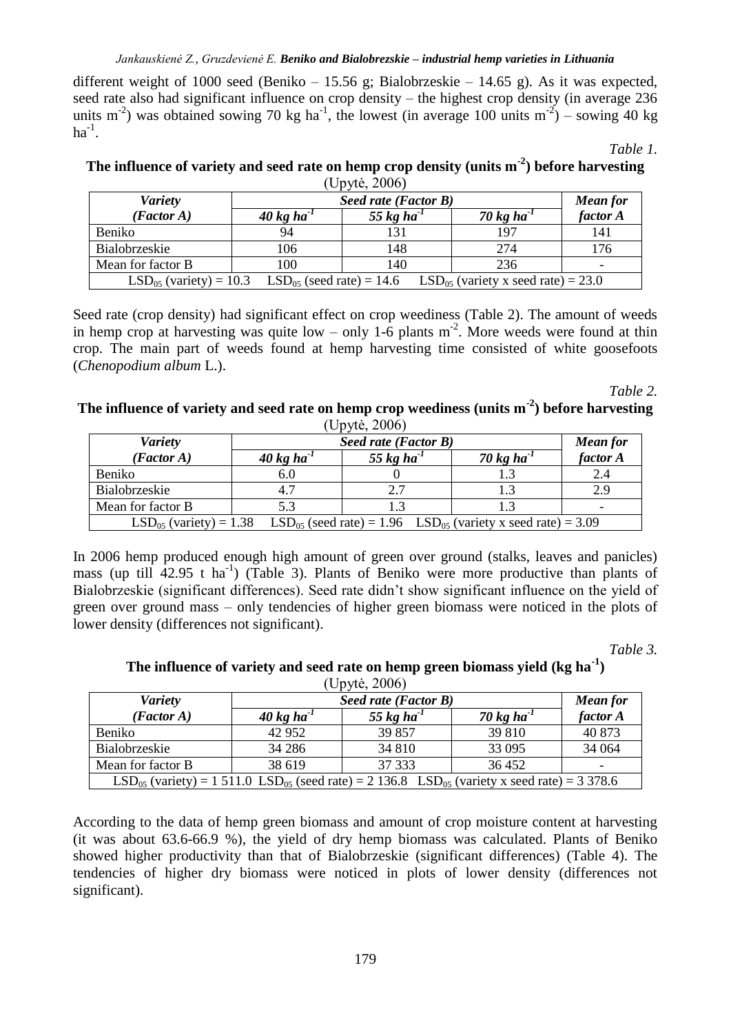different weight of 1000 seed (Beniko – 15.56 g; Bialobrzeskie – 14.65 g). As it was expected, seed rate also had significant influence on crop density – the highest crop density (in average 236 units $m^{-2}$) was obtained sowing 70 kg $ha^{-1}$, the lowest (in average 100 units $m^{-2}$) – sowing 40 kg $ha^{-1}$.

*Table 1.*

**The influence of variety and seed rate on hemp crop density (units $m^{-2}$) before harvesting**
(Upytė, 2006)

| *Variety (Factor A)* | *Seed rate (Factor B)* | | | *Mean for factor A* |
|---|---|---|---|---|
| | *40 kg $ha^{-1}$* | *55 kg $ha^{-1}$* | *70 kg $ha^{-1}$* | |
| Beniko | 94 | 131 | 197 | 141 |
| Bialobrzeskie | 106 | 148 | 274 | 176 |
| Mean for factor B | 100 | 140 | 236 | - |
| $LSD_{05}$ (variety) = 10.3  $LSD_{05}$ (seed rate) = 14.6  $LSD_{05}$ (variety x seed rate) = 23.0 | | | | |

Seed rate (crop density) had significant effect on crop weediness (Table 2). The amount of weeds in hemp crop at harvesting was quite low – only 1-6 plants $m^{-2}$. More weeds were found at thin crop. The main part of weeds found at hemp harvesting time consisted of white goosefoots (*Chenopodium album* L.).

*Table 2.*

**The influence of variety and seed rate on hemp crop weediness (units $m^{-2}$) before harvesting**
(Upytė, 2006)

| *Variety (Factor A)* | *Seed rate (Factor B)* | | | *Mean for factor A* |
|---|---|---|---|---|
| | *40 kg $ha^{-1}$* | *55 kg $ha^{-1}$* | *70 kg $ha^{-1}$* | |
| Beniko | 6.0 | 0 | 1.3 | 2.4 |
| Bialobrzeskie | 4.7 | 2.7 | 1.3 | 2.9 |
| Mean for factor B | 5.3 | 1.3 | 1.3 | - |
| $LSD_{05}$ (variety) = 1.38  $LSD_{05}$ (seed rate) = 1.96  $LSD_{05}$ (variety x seed rate) = 3.09 | | | | |

In 2006 hemp produced enough high amount of green over ground (stalks, leaves and panicles) mass (up till 42.95 t $ha^{-1}$) (Table 3). Plants of Beniko were more productive than plants of Bialobrzeskie (significant differences). Seed rate didn't show significant influence on the yield of green over ground mass – only tendencies of higher green biomass were noticed in the plots of lower density (differences not significant).

*Table 3.*

**The influence of variety and seed rate on hemp green biomass yield (kg $ha^{-1}$)**
(Upytė, 2006)

| *Variety (Factor A)* | *Seed rate (Factor B)* | | | *Mean for factor A* |
|---|---|---|---|---|
| | *40 kg $ha^{-1}$* | *55 kg $ha^{-1}$* | *70 kg $ha^{-1}$* | |
| Beniko | 42 952 | 39 857 | 39 810 | 40 873 |
| Bialobrzeskie | 34 286 | 34 810 | 33 095 | 34 064 |
| Mean for factor B | 38 619 | 37 333 | 36 452 | - |
| $LSD_{05}$ (variety) = 1 511.0  $LSD_{05}$ (seed rate) = 2 136.8  $LSD_{05}$ (variety x seed rate) = 3 378.6 | | | | |

According to the data of hemp green biomass and amount of crop moisture content at harvesting (it was about 63.6-66.9 %), the yield of dry hemp biomass was calculated. Plants of Beniko showed higher productivity than that of Bialobrzeskie (significant differences) (Table 4). The tendencies of higher dry biomass were noticed in plots of lower density (differences not significant).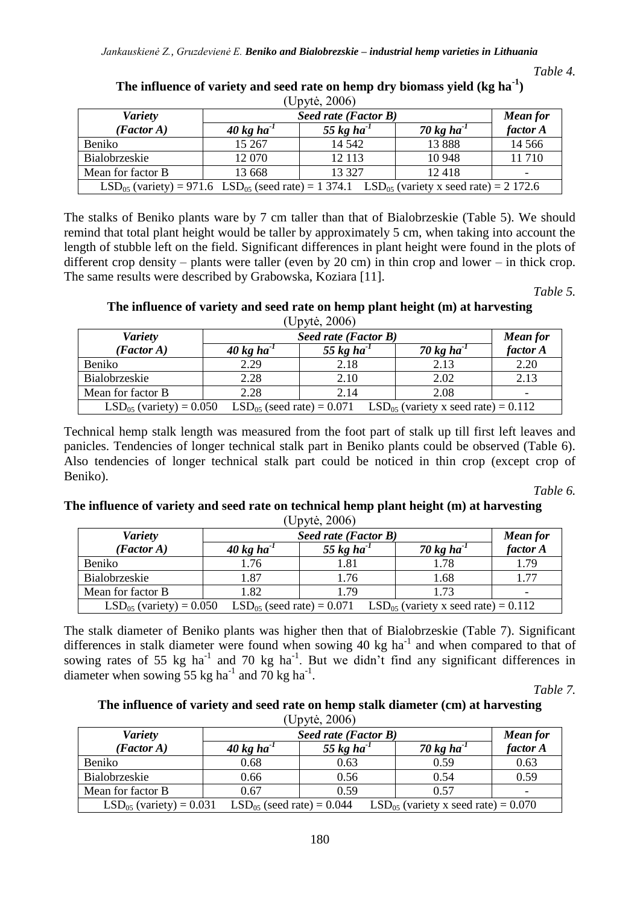*Table 4.*

**The influence of variety and seed rate on hemp dry biomass yield (kg $ha^{-1}$)**
(Upytė, 2006)

| *Variety (Factor A)* | *Seed rate (Factor B)* | | | *Mean for factor A* |
|---|---|---|---|---|
| | *40 kg $ha^{-1}$* | *55 kg $ha^{-1}$* | *70 kg $ha^{-1}$* | |
| Beniko | 15 267 | 14 542 | 13 888 | 14 566 |
| Bialobrzeskie | 12 070 | 12 113 | 10 948 | 11 710 |
| Mean for factor B | 13 668 | 13 327 | 12 418 | - |
| $LSD_{05}$ (variety) = 971.6 $LSD_{05}$ (seed rate) = 1 374.1 $LSD_{05}$ (variety x seed rate) = 2 172.6 | | | | |

The stalks of Beniko plants ware by 7 cm taller than that of Bialobrzeskie (Table 5). We should remind that total plant height would be taller by approximately 5 cm, when taking into account the length of stubble left on the field. Significant differences in plant height were found in the plots of different crop density – plants were taller (even by 20 cm) in thin crop and lower – in thick crop. The same results were described by Grabowska, Koziara [11].

*Table 5.*

**The influence of variety and seed rate on hemp plant height (m) at harvesting**
(Upytė, 2006)

| *Variety (Factor A)* | *Seed rate (Factor B)* | | | *Mean for factor A* |
|---|---|---|---|---|
| | *40 kg $ha^{-1}$* | *55 kg $ha^{-1}$* | *70 kg $ha^{-1}$* | |
| Beniko | 2.29 | 2.18 | 2.13 | 2.20 |
| Bialobrzeskie | 2.28 | 2.10 | 2.02 | 2.13 |
| Mean for factor B | 2.28 | 2.14 | 2.08 | - |
| $LSD_{05}$ (variety) = 0.050 $LSD_{05}$ (seed rate) = 0.071 $LSD_{05}$ (variety x seed rate) = 0.112 | | | | |

Technical hemp stalk length was measured from the foot part of stalk up till first left leaves and panicles. Tendencies of longer technical stalk part in Beniko plants could be observed (Table 6). Also tendencies of longer technical stalk part could be noticed in thin crop (except crop of Beniko).

*Table 6.*

**The influence of variety and seed rate on technical hemp plant height (m) at harvesting**
(Upytė, 2006)

| *Variety (Factor A)* | *Seed rate (Factor B)* | | | *Mean for factor A* |
|---|---|---|---|---|
| | *40 kg $ha^{-1}$* | *55 kg $ha^{-1}$* | *70 kg $ha^{-1}$* | |
| Beniko | 1.76 | 1.81 | 1.78 | 1.79 |
| Bialobrzeskie | 1.87 | 1.76 | 1.68 | 1.77 |
| Mean for factor B | 1.82 | 1.79 | 1.73 | - |
| $LSD_{05}$ (variety) = 0.050 $LSD_{05}$ (seed rate) = 0.071 $LSD_{05}$ (variety x seed rate) = 0.112 | | | | |

The stalk diameter of Beniko plants was higher then that of Bialobrzeskie (Table 7). Significant differences in stalk diameter were found when sowing 40 kg $ha^{-1}$ and when compared to that of sowing rates of 55 kg $ha^{-1}$ and 70 kg $ha^{-1}$. But we didn't find any significant differences in diameter when sowing 55 kg $ha^{-1}$ and 70 kg $ha^{-1}$.

*Table 7.*

**The influence of variety and seed rate on hemp stalk diameter (cm) at harvesting**
(Upytė, 2006)

| *Variety (Factor A)* | *Seed rate (Factor B)* | | | *Mean for factor A* |
|---|---|---|---|---|
| | *40 kg $ha^{-1}$* | *55 kg $ha^{-1}$* | *70 kg $ha^{-1}$* | |
| Beniko | 0.68 | 0.63 | 0.59 | 0.63 |
| Bialobrzeskie | 0.66 | 0.56 | 0.54 | 0.59 |
| Mean for factor B | 0.67 | 0.59 | 0.57 | - |
| $LSD_{05}$ (variety) = 0.031 $LSD_{05}$ (seed rate) = 0.044 $LSD_{05}$ (variety x seed rate) = 0.070 | | | | |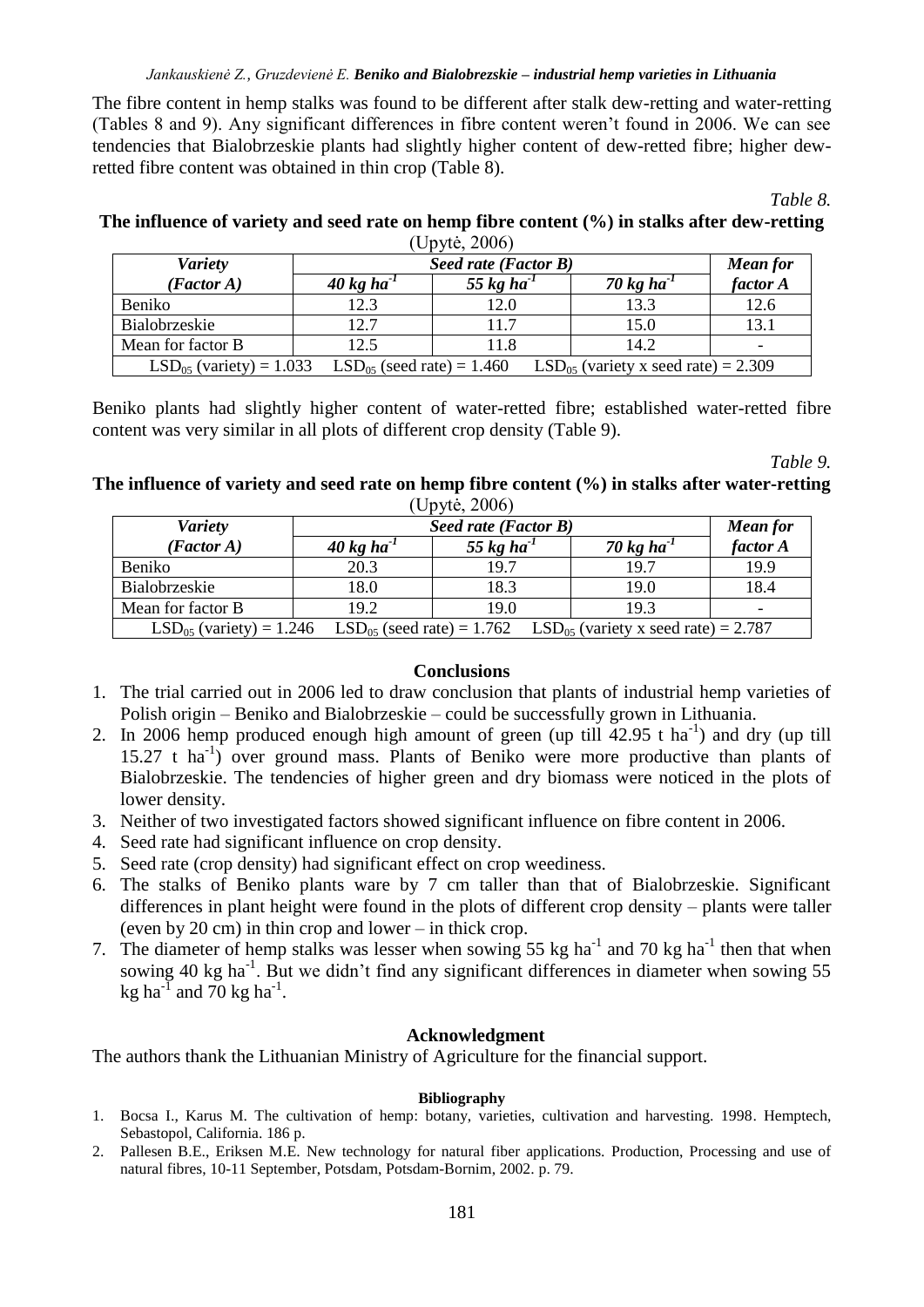The fibre content in hemp stalks was found to be different after stalk dew-retting and water-retting (Tables 8 and 9). Any significant differences in fibre content weren't found in 2006. We can see tendencies that Bialobrzeskie plants had slightly higher content of dew-retted fibre; higher dew-retted fibre content was obtained in thin crop (Table 8).

*Table 8.*

**The influence of variety and seed rate on hemp fibre content (%) in stalks after dew-retting**
(Upytė, 2006)

| *Variety (Factor A)* | *Seed rate (Factor B)* | | | *Mean for factor A* |
|---|---|---|---|---|
| | *40 kg ha$^{-1}$* | *55 kg ha$^{-1}$* | *70 kg ha$^{-1}$* | |
| Beniko | 12.3 | 12.0 | 13.3 | 12.6 |
| Bialobrzeskie | 12.7 | 11.7 | 15.0 | 13.1 |
| Mean for factor B | 12.5 | 11.8 | 14.2 | - |
| $LSD_{05}$ (variety) = 1.033 | $LSD_{05}$ (seed rate) = 1.460 | $LSD_{05}$ (variety x seed rate) = 2.309 | | |

Beniko plants had slightly higher content of water-retted fibre; established water-retted fibre content was very similar in all plots of different crop density (Table 9).

*Table 9.*

**The influence of variety and seed rate on hemp fibre content (%) in stalks after water-retting**
(Upytė, 2006)

| *Variety (Factor A)* | *Seed rate (Factor B)* | | | *Mean for factor A* |
|---|---|---|---|---|
| | *40 kg ha$^{-1}$* | *55 kg ha$^{-1}$* | *70 kg ha$^{-1}$* | |
| Beniko | 20.3 | 19.7 | 19.7 | 19.9 |
| Bialobrzeskie | 18.0 | 18.3 | 19.0 | 18.4 |
| Mean for factor B | 19.2 | 19.0 | 19.3 | - |
| $LSD_{05}$ (variety) = 1.246 | $LSD_{05}$ (seed rate) = 1.762 | $LSD_{05}$ (variety x seed rate) = 2.787 | | |

## Conclusions

1. The trial carried out in 2006 led to draw conclusion that plants of industrial hemp varieties of Polish origin – Beniko and Bialobrzeskie – could be successfully grown in Lithuania.
2. In 2006 hemp produced enough high amount of green (up till 42.95 t ha$^{-1}$) and dry (up till 15.27 t ha$^{-1}$) over ground mass. Plants of Beniko were more productive than plants of Bialobrzeskie. The tendencies of higher green and dry biomass were noticed in the plots of lower density.
3. Neither of two investigated factors showed significant influence on fibre content in 2006.
4. Seed rate had significant influence on crop density.
5. Seed rate (crop density) had significant effect on crop weediness.
6. The stalks of Beniko plants ware by 7 cm taller than that of Bialobrzeskie. Significant differences in plant height were found in the plots of different crop density – plants were taller (even by 20 cm) in thin crop and lower – in thick crop.
7. The diameter of hemp stalks was lesser when sowing 55 kg ha$^{-1}$ and 70 kg ha$^{-1}$ then that when sowing 40 kg ha$^{-1}$. But we didn't find any significant differences in diameter when sowing 55 kg ha$^{-1}$ and 70 kg ha$^{-1}$.

## Acknowledgment

The authors thank the Lithuanian Ministry of Agriculture for the financial support.

### Bibliography

1. Bocsa I., Karus M. The cultivation of hemp: botany, varieties, cultivation and harvesting. 1998. Hemptech, Sebastopol, California. 186 p.
2. Pallesen B.E., Eriksen M.E. New technology for natural fiber applications. Production, Processing and use of natural fibres, 10-11 September, Potsdam, Potsdam-Bornim, 2002. p. 79.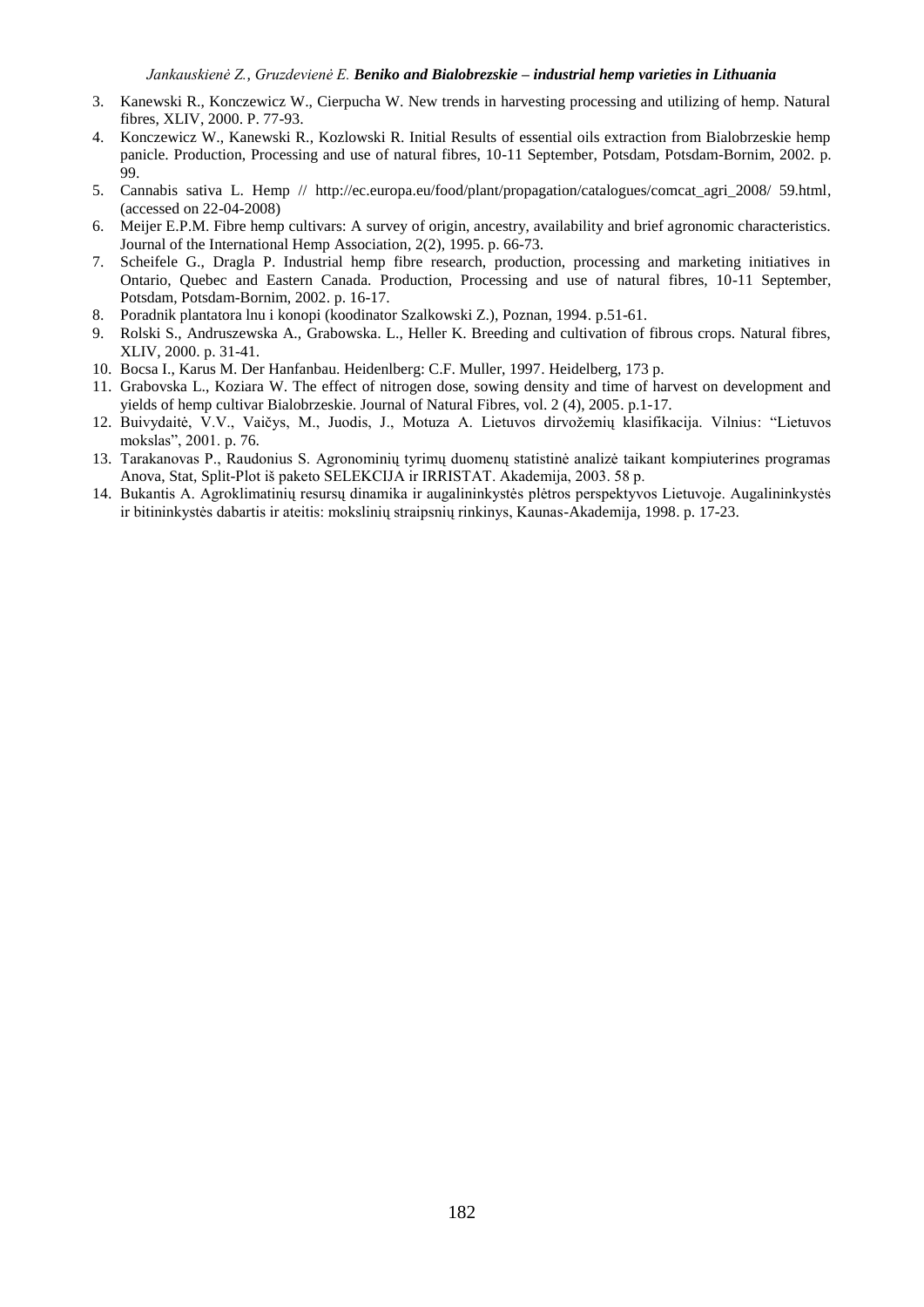3. Kanewski R., Konczewicz W., Cierpucha W. New trends in harvesting processing and utilizing of hemp. Natural fibres, XLIV, 2000. P. 77-93.
4. Konczewicz W., Kanewski R., Kozlowski R. Initial Results of essential oils extraction from Bialobrzeskie hemp panicle. Production, Processing and use of natural fibres, 10-11 September, Potsdam, Potsdam-Bornim, 2002. p. 99.
5. Cannabis sativa L. Hemp // http://ec.europa.eu/food/plant/propagation/catalogues/comcat_agri_2008/ 59.html, (accessed on 22-04-2008)
6. Meijer E.P.M. Fibre hemp cultivars: A survey of origin, ancestry, availability and brief agronomic characteristics. Journal of the International Hemp Association, 2(2), 1995. p. 66-73.
7. Scheifele G., Dragla P. Industrial hemp fibre research, production, processing and marketing initiatives in Ontario, Quebec and Eastern Canada. Production, Processing and use of natural fibres, 10-11 September, Potsdam, Potsdam-Bornim, 2002. p. 16-17.
8. Poradnik plantatora lnu i konopi (koodinator Szalkowski Z.), Poznan, 1994. p.51-61.
9. Rolski S., Andruszewska A., Grabowska. L., Heller K. Breeding and cultivation of fibrous crops. Natural fibres, XLIV, 2000. p. 31-41.
10. Bocsa I., Karus M. Der Hanfanbau. Heidenlberg: C.F. Muller, 1997. Heidelberg, 173 p.
11. Grabovska L., Koziara W. The effect of nitrogen dose, sowing density and time of harvest on development and yields of hemp cultivar Bialobrzeskie. Journal of Natural Fibres, vol. 2 (4), 2005. p.1-17.
12. Buivydaitė, V.V., Vaičys, M., Juodis, J., Motuza A. Lietuvos dirvožemių klasifikacija. Vilnius: "Lietuvos mokslas", 2001. p. 76.
13. Tarakanovas P., Raudonius S. Agronominių tyrimų duomenų statistinė analizė taikant kompiuterines programas Anova, Stat, Split-Plot iš paketo SELEKCIJA ir IRRISTAT. Akademija, 2003. 58 p.
14. Bukantis A. Agroklimatinių resursų dinamika ir augalininkystės plėtros perspektyvos Lietuvoje. Augalininkystės ir bitininkystės dabartis ir ateitis: mokslinių straipsnių rinkinys, Kaunas-Akademija, 1998. p. 17-23.